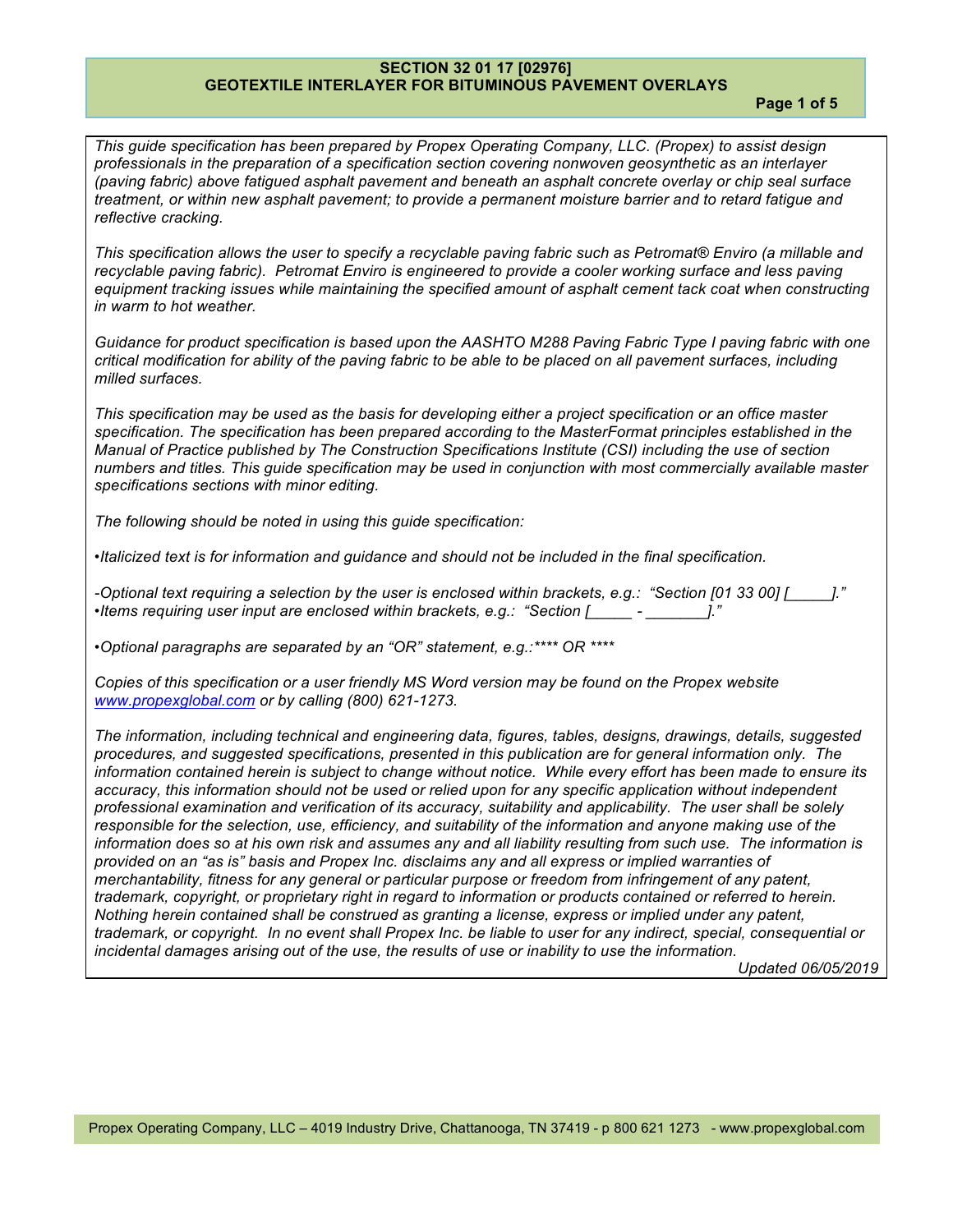# SECTION 32 01 17 [02976]
# GEOTEXTILE INTERLAYER FOR BITUMINOUS PAVEMENT OVERLAYS

*This guide specification has been prepared by Propex Operating Company, LLC. (Propex) to assist design professionals in the preparation of a specification section covering nonwoven geosynthetic as an interlayer (paving fabric) above fatigued asphalt pavement and beneath an asphalt concrete overlay or chip seal surface treatment, or within new asphalt pavement; to provide a permanent moisture barrier and to retard fatigue and reflective cracking.*

*This specification allows the user to specify a recyclable paving fabric such as Petromat® Enviro (a millable and recyclable paving fabric). Petromat Enviro is engineered to provide a cooler working surface and less paving equipment tracking issues while maintaining the specified amount of asphalt cement tack coat when constructing in warm to hot weather.*

*Guidance for product specification is based upon the AASHTO M288 Paving Fabric Type I paving fabric with one critical modification for ability of the paving fabric to be able to be placed on all pavement surfaces, including milled surfaces.*

*This specification may be used as the basis for developing either a project specification or an office master specification. The specification has been prepared according to the MasterFormat principles established in the Manual of Practice published by The Construction Specifications Institute (CSI) including the use of section numbers and titles. This guide specification may be used in conjunction with most commercially available master specifications sections with minor editing.*

*The following should be noted in using this guide specification:*

*•Italicized text is for information and guidance and should not be included in the final specification.*

*-Optional text requiring a selection by the user is enclosed within brackets, e.g.: "Section [01 33 00] [_____]."*
*•Items requiring user input are enclosed within brackets, e.g.: "Section [_____ - _______]."*

*•Optional paragraphs are separated by an "OR" statement, e.g.:**** OR *****

*Copies of this specification or a user friendly MS Word version may be found on the Propex website [www.propexglobal.com](http://www.propexglobal.com) or by calling (800) 621-1273.*

*The information, including technical and engineering data, figures, tables, designs, drawings, details, suggested procedures, and suggested specifications, presented in this publication are for general information only. The information contained herein is subject to change without notice. While every effort has been made to ensure its accuracy, this information should not be used or relied upon for any specific application without independent professional examination and verification of its accuracy, suitability and applicability. The user shall be solely responsible for the selection, use, efficiency, and suitability of the information and anyone making use of the information does so at his own risk and assumes any and all liability resulting from such use. The information is provided on an "as is" basis and Propex Inc. disclaims any and all express or implied warranties of merchantability, fitness for any general or particular purpose or freedom from infringement of any patent, trademark, copyright, or proprietary right in regard to information or products contained or referred to herein. Nothing herein contained shall be construed as granting a license, express or implied under any patent, trademark, or copyright. In no event shall Propex Inc. be liable to user for any indirect, special, consequential or incidental damages arising out of the use, the results of use or inability to use the information.*

*Updated 06/05/2019*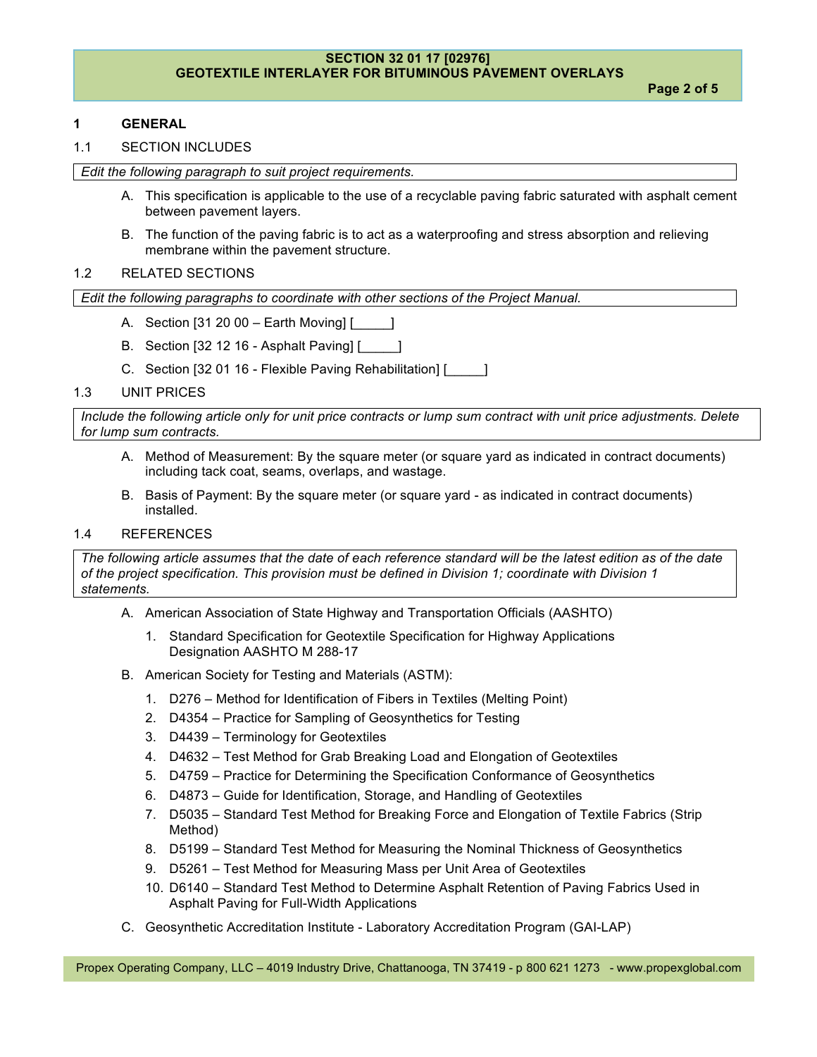## 1 GENERAL

### 1.1 SECTION INCLUDES

*Edit the following paragraph to suit project requirements.*

A. This specification is applicable to the use of a recyclable paving fabric saturated with asphalt cement between pavement layers.

B. The function of the paving fabric is to act as a waterproofing and stress absorption and relieving membrane within the pavement structure.

### 1.2 RELATED SECTIONS

*Edit the following paragraphs to coordinate with other sections of the Project Manual.*

A. Section [31 20 00 – Earth Moving] [\_\_\_\_\_]

B. Section [32 12 16 - Asphalt Paving] [\_\_\_\_\_]

C. Section [32 01 16 - Flexible Paving Rehabilitation] [\_\_\_\_\_]

### 1.3 UNIT PRICES

*Include the following article only for unit price contracts or lump sum contract with unit price adjustments. Delete for lump sum contracts.*

A. Method of Measurement: By the square meter (or square yard as indicated in contract documents) including tack coat, seams, overlaps, and wastage.

B. Basis of Payment: By the square meter (or square yard - as indicated in contract documents) installed.

### 1.4 REFERENCES

*The following article assumes that the date of each reference standard will be the latest edition as of the date of the project specification. This provision must be defined in Division 1; coordinate with Division 1 statements.*

A. American Association of State Highway and Transportation Officials (AASHTO)

   1. Standard Specification for Geotextile Specification for Highway Applications Designation AASHTO M 288-17

B. American Society for Testing and Materials (ASTM):

   1. D276 – Method for Identification of Fibers in Textiles (Melting Point)
   2. D4354 – Practice for Sampling of Geosynthetics for Testing
   3. D4439 – Terminology for Geotextiles
   4. D4632 – Test Method for Grab Breaking Load and Elongation of Geotextiles
   5. D4759 – Practice for Determining the Specification Conformance of Geosynthetics
   6. D4873 – Guide for Identification, Storage, and Handling of Geotextiles
   7. D5035 – Standard Test Method for Breaking Force and Elongation of Textile Fabrics (Strip Method)
   8. D5199 – Standard Test Method for Measuring the Nominal Thickness of Geosynthetics
   9. D5261 – Test Method for Measuring Mass per Unit Area of Geotextiles
   10. D6140 – Standard Test Method to Determine Asphalt Retention of Paving Fabrics Used in Asphalt Paving for Full-Width Applications

C. Geosynthetic Accreditation Institute - Laboratory Accreditation Program (GAI-LAP)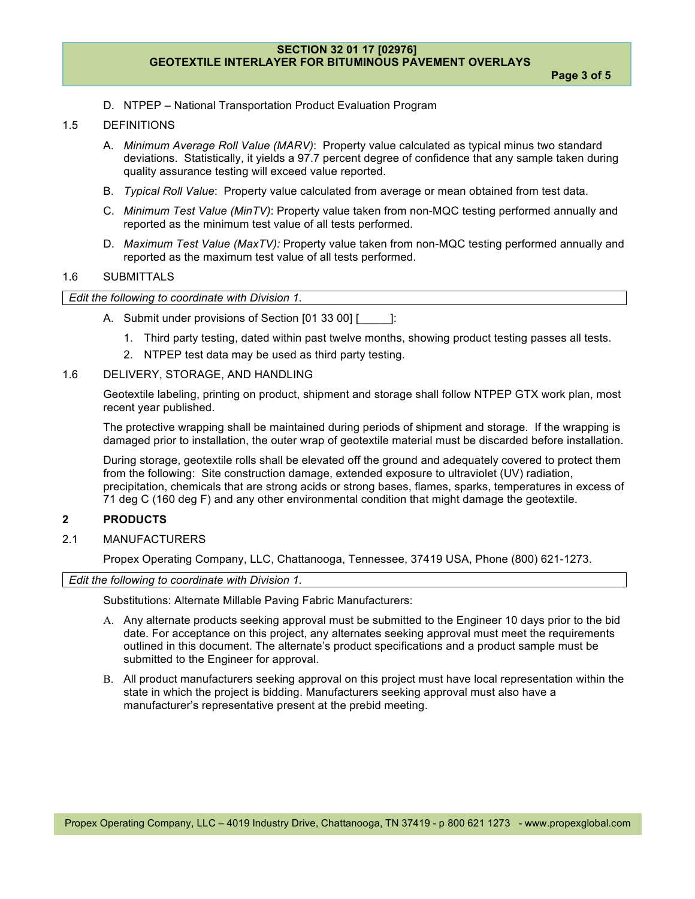D. NTPEP – National Transportation Product Evaluation Program

1.5 DEFINITIONS

A. *Minimum Average Roll Value (MARV)*: Property value calculated as typical minus two standard deviations. Statistically, it yields a 97.7 percent degree of confidence that any sample taken during quality assurance testing will exceed value reported.

B. *Typical Roll Value*: Property value calculated from average or mean obtained from test data.

C. *Minimum Test Value (MinTV)*: Property value taken from non-MQC testing performed annually and reported as the minimum test value of all tests performed.

D. *Maximum Test Value (MaxTV):* Property value taken from non-MQC testing performed annually and reported as the maximum test value of all tests performed.

1.6 SUBMITTALS

*Edit the following to coordinate with Division 1.*

A. Submit under provisions of Section [01 33 00] [_____]:

1. Third party testing, dated within past twelve months, showing product testing passes all tests.
2. NTPEP test data may be used as third party testing.

1.6 DELIVERY, STORAGE, AND HANDLING

Geotextile labeling, printing on product, shipment and storage shall follow NTPEP GTX work plan, most recent year published.

The protective wrapping shall be maintained during periods of shipment and storage. If the wrapping is damaged prior to installation, the outer wrap of geotextile material must be discarded before installation.

During storage, geotextile rolls shall be elevated off the ground and adequately covered to protect them from the following: Site construction damage, extended exposure to ultraviolet (UV) radiation, precipitation, chemicals that are strong acids or strong bases, flames, sparks, temperatures in excess of 71 deg C (160 deg F) and any other environmental condition that might damage the geotextile.

## 2 PRODUCTS

2.1 MANUFACTURERS

Propex Operating Company, LLC, Chattanooga, Tennessee, 37419 USA, Phone (800) 621-1273.

*Edit the following to coordinate with Division 1.*

Substitutions: Alternate Millable Paving Fabric Manufacturers:

A. Any alternate products seeking approval must be submitted to the Engineer 10 days prior to the bid date. For acceptance on this project, any alternates seeking approval must meet the requirements outlined in this document. The alternate's product specifications and a product sample must be submitted to the Engineer for approval.

B. All product manufacturers seeking approval on this project must have local representation within the state in which the project is bidding. Manufacturers seeking approval must also have a manufacturer's representative present at the prebid meeting.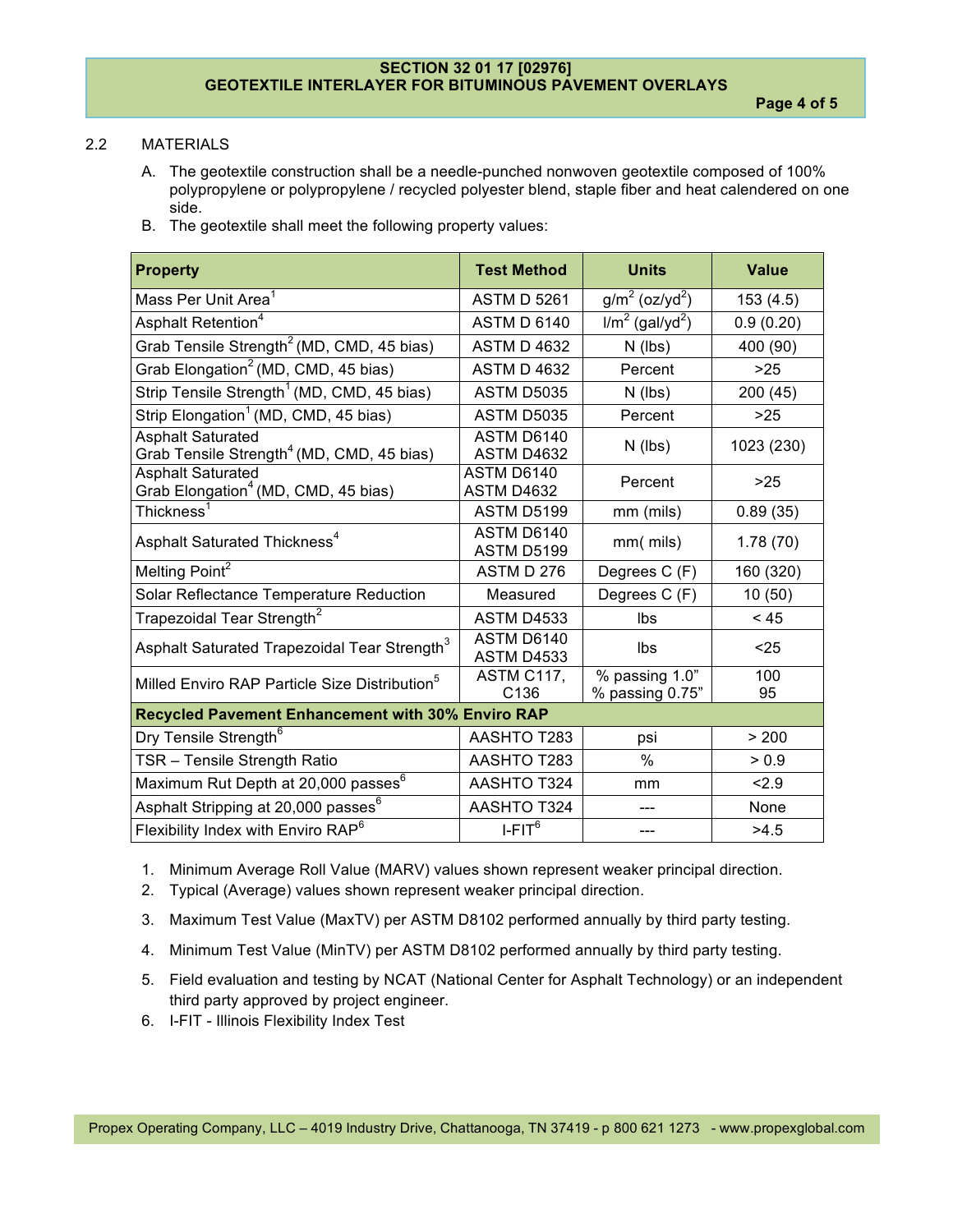2.2 MATERIALS

A. The geotextile construction shall be a needle-punched nonwoven geotextile composed of 100% polypropylene or polypropylene / recycled polyester blend, staple fiber and heat calendered on one side.

B. The geotextile shall meet the following property values:

| Property | Test Method | Units | Value |
|---|---|---|---|
| Mass Per Unit Area[1] | ASTM D 5261 | $g/m^2$ ($oz/yd^2$) | 153 (4.5) |
| Asphalt Retention[4] | ASTM D 6140 | $l/m^2$ ($gal/yd^2$) | 0.9 (0.20) |
| Grab Tensile Strength[2] (MD, CMD, 45 bias) | ASTM D 4632 | N (lbs) | 400 (90) |
| Grab Elongation[2] (MD, CMD, 45 bias) | ASTM D 4632 | Percent | >25 |
| Strip Tensile Strength[1] (MD, CMD, 45 bias) | ASTM D5035 | N (lbs) | 200 (45) |
| Strip Elongation[1] (MD, CMD, 45 bias) | ASTM D5035 | Percent | >25 |
| Asphalt Saturated Grab Tensile Strength[4] (MD, CMD, 45 bias) | ASTM D6140 ASTM D4632 | N (lbs) | 1023 (230) |
| Asphalt Saturated Grab Elongation[4] (MD, CMD, 45 bias) | ASTM D6140 ASTM D4632 | Percent | >25 |
| Thickness[1] | ASTM D5199 | mm (mils) | 0.89 (35) |
| Asphalt Saturated Thickness[4] | ASTM D6140 ASTM D5199 | mm( mils) | 1.78 (70) |
| Melting Point[2] | ASTM D 276 | Degrees C (F) | 160 (320) |
| Solar Reflectance Temperature Reduction | Measured | Degrees C (F) | 10 (50) |
| Trapezoidal Tear Strength[2] | ASTM D4533 | lbs | < 45 |
| Asphalt Saturated Trapezoidal Tear Strength[3] | ASTM D6140 ASTM D4533 | lbs | <25 |
| Milled Enviro RAP Particle Size Distribution[5] | ASTM C117, C136 | % passing 1.0" % passing 0.75" | 100 95 |
| **Recycled Pavement Enhancement with 30% Enviro RAP** | | | |
| Dry Tensile Strength[6] | AASHTO T283 | psi | > 200 |
| TSR – Tensile Strength Ratio | AASHTO T283 | % | > 0.9 |
| Maximum Rut Depth at 20,000 passes[6] | AASHTO T324 | mm | <2.9 |
| Asphalt Stripping at 20,000 passes[6] | AASHTO T324 | --- | None |
| Flexibility Index with Enviro RAP[6] | I-FIT[6] | --- | >4.5 |

1. Minimum Average Roll Value (MARV) values shown represent weaker principal direction.
2. Typical (Average) values shown represent weaker principal direction.
3. Maximum Test Value (MaxTV) per ASTM D8102 performed annually by third party testing.
4. Minimum Test Value (MinTV) per ASTM D8102 performed annually by third party testing.
5. Field evaluation and testing by NCAT (National Center for Asphalt Technology) or an independent third party approved by project engineer.
6. I-FIT - Illinois Flexibility Index Test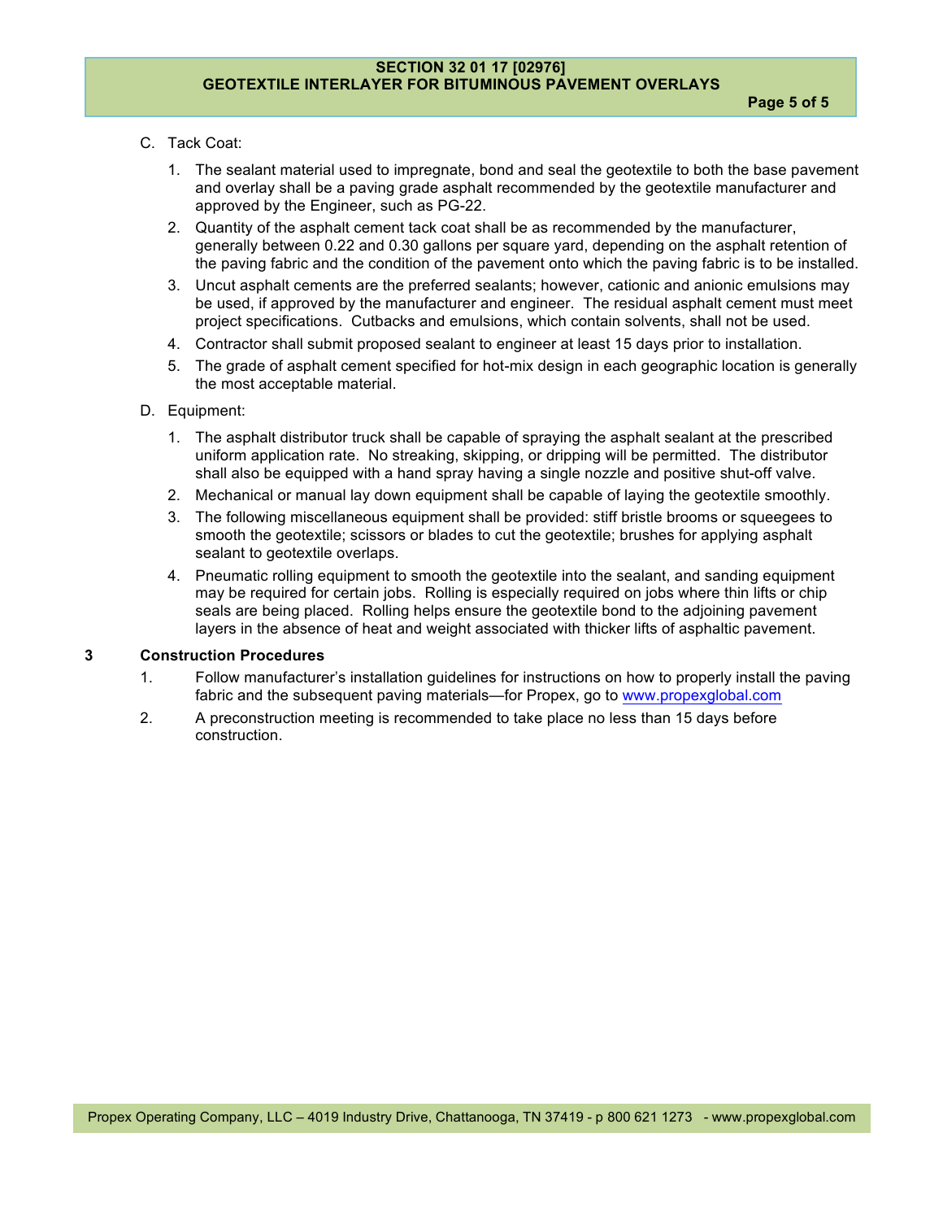C. Tack Coat:

1. The sealant material used to impregnate, bond and seal the geotextile to both the base pavement and overlay shall be a paving grade asphalt recommended by the geotextile manufacturer and approved by the Engineer, such as PG-22.
2. Quantity of the asphalt cement tack coat shall be as recommended by the manufacturer, generally between 0.22 and 0.30 gallons per square yard, depending on the asphalt retention of the paving fabric and the condition of the pavement onto which the paving fabric is to be installed.
3. Uncut asphalt cements are the preferred sealants; however, cationic and anionic emulsions may be used, if approved by the manufacturer and engineer. The residual asphalt cement must meet project specifications. Cutbacks and emulsions, which contain solvents, shall not be used.
4. Contractor shall submit proposed sealant to engineer at least 15 days prior to installation.
5. The grade of asphalt cement specified for hot-mix design in each geographic location is generally the most acceptable material.

D. Equipment:

1. The asphalt distributor truck shall be capable of spraying the asphalt sealant at the prescribed uniform application rate. No streaking, skipping, or dripping will be permitted. The distributor shall also be equipped with a hand spray having a single nozzle and positive shut-off valve.
2. Mechanical or manual lay down equipment shall be capable of laying the geotextile smoothly.
3. The following miscellaneous equipment shall be provided: stiff bristle brooms or squeegees to smooth the geotextile; scissors or blades to cut the geotextile; brushes for applying asphalt sealant to geotextile overlaps.
4. Pneumatic rolling equipment to smooth the geotextile into the sealant, and sanding equipment may be required for certain jobs. Rolling is especially required on jobs where thin lifts or chip seals are being placed. Rolling helps ensure the geotextile bond to the adjoining pavement layers in the absence of heat and weight associated with thicker lifts of asphaltic pavement.

## 3 Construction Procedures

1. Follow manufacturer's installation guidelines for instructions on how to properly install the paving fabric and the subsequent paving materials—for Propex, go to www.propexglobal.com
2. A preconstruction meeting is recommended to take place no less than 15 days before construction.